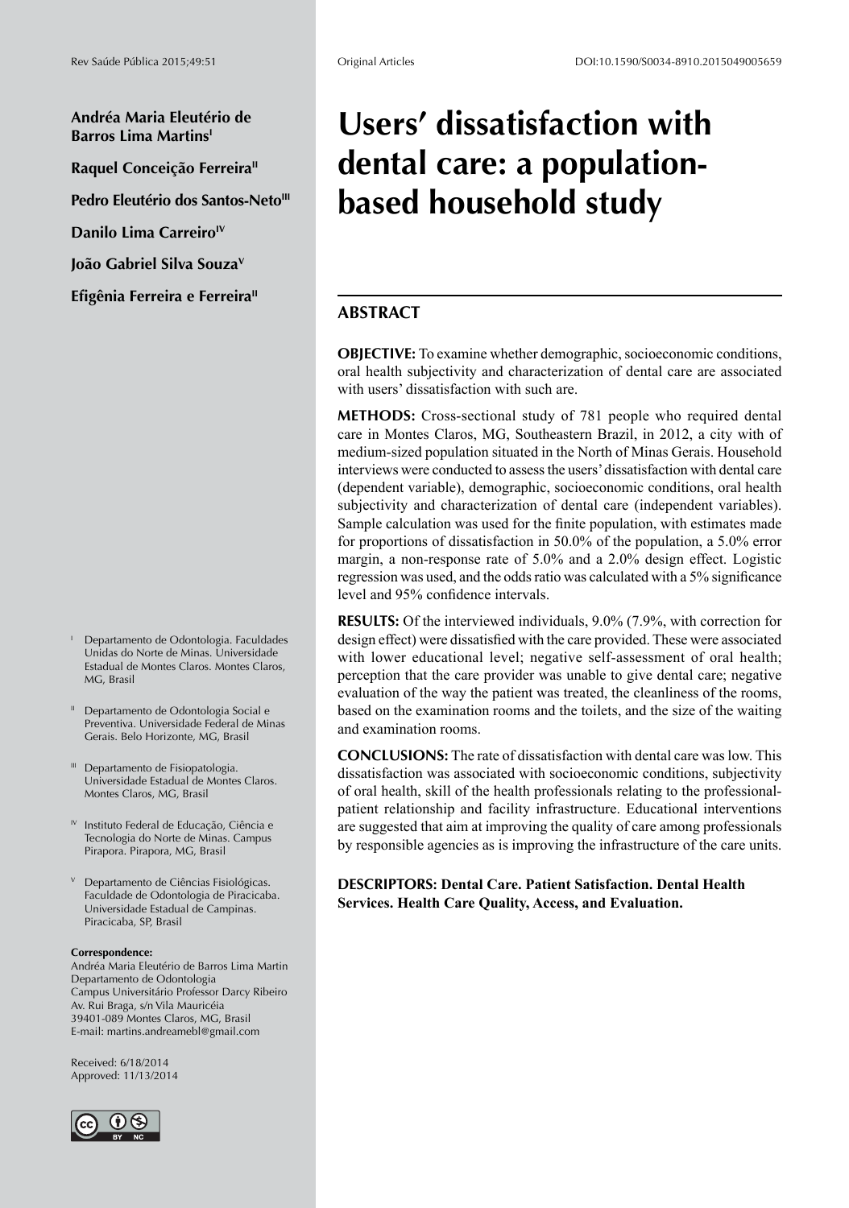# Users' dissatisfaction with dental care: a population-based household study

**Andréa Maria Eleutério de Barros Lima Martins[I]**

**Raquel Conceição Ferreira[II]**

**Pedro Eleutério dos Santos-Neto[III]**

**Danilo Lima Carreiro[IV]**

**João Gabriel Silva Souza[V]**

**Efigênia Ferreira e Ferreira[II]**

[I] Departamento de Odontologia. Faculdades Unidas do Norte de Minas. Universidade Estadual de Montes Claros. Montes Claros, MG, Brasil

[II] Departamento de Odontologia Social e Preventiva. Universidade Federal de Minas Gerais. Belo Horizonte, MG, Brasil

[III] Departamento de Fisiopatologia. Universidade Estadual de Montes Claros. Montes Claros, MG, Brasil

[IV] Instituto Federal de Educação, Ciência e Tecnologia do Norte de Minas. Campus Pirapora. Pirapora, MG, Brasil

[V] Departamento de Ciências Fisiológicas. Faculdade de Odontologia de Piracicaba. Universidade Estadual de Campinas. Piracicaba, SP, Brasil

**Correspondence:**
Andréa Maria Eleutério de Barros Lima Martin
Departamento de Odontologia
Campus Universitário Professor Darcy Ribeiro
Av. Rui Braga, s/n Vila Mauricéia
39401-089 Montes Claros, MG, Brasil
E-mail: martins.andreamebl@gmail.com

Received: 6/18/2014
Approved: 11/13/2014

## ABSTRACT

**OBJECTIVE:** To examine whether demographic, socioeconomic conditions, oral health subjectivity and characterization of dental care are associated with users' dissatisfaction with such are.

**METHODS:** Cross-sectional study of 781 people who required dental care in Montes Claros, MG, Southeastern Brazil, in 2012, a city with of medium-sized population situated in the North of Minas Gerais. Household interviews were conducted to assess the users' dissatisfaction with dental care (dependent variable), demographic, socioeconomic conditions, oral health subjectivity and characterization of dental care (independent variables). Sample calculation was used for the finite population, with estimates made for proportions of dissatisfaction in 50.0% of the population, a 5.0% error margin, a non-response rate of 5.0% and a 2.0% design effect. Logistic regression was used, and the odds ratio was calculated with a 5% significance level and 95% confidence intervals.

**RESULTS:** Of the interviewed individuals, 9.0% (7.9%, with correction for design effect) were dissatisfied with the care provided. These were associated with lower educational level; negative self-assessment of oral health; perception that the care provider was unable to give dental care; negative evaluation of the way the patient was treated, the cleanliness of the rooms, based on the examination rooms and the toilets, and the size of the waiting and examination rooms.

**CONCLUSIONS:** The rate of dissatisfaction with dental care was low. This dissatisfaction was associated with socioeconomic conditions, subjectivity of oral health, skill of the health professionals relating to the professional-patient relationship and facility infrastructure. Educational interventions are suggested that aim at improving the quality of care among professionals by responsible agencies as is improving the infrastructure of the care units.

**DESCRIPTORS: Dental Care. Patient Satisfaction. Dental Health Services. Health Care Quality, Access, and Evaluation.**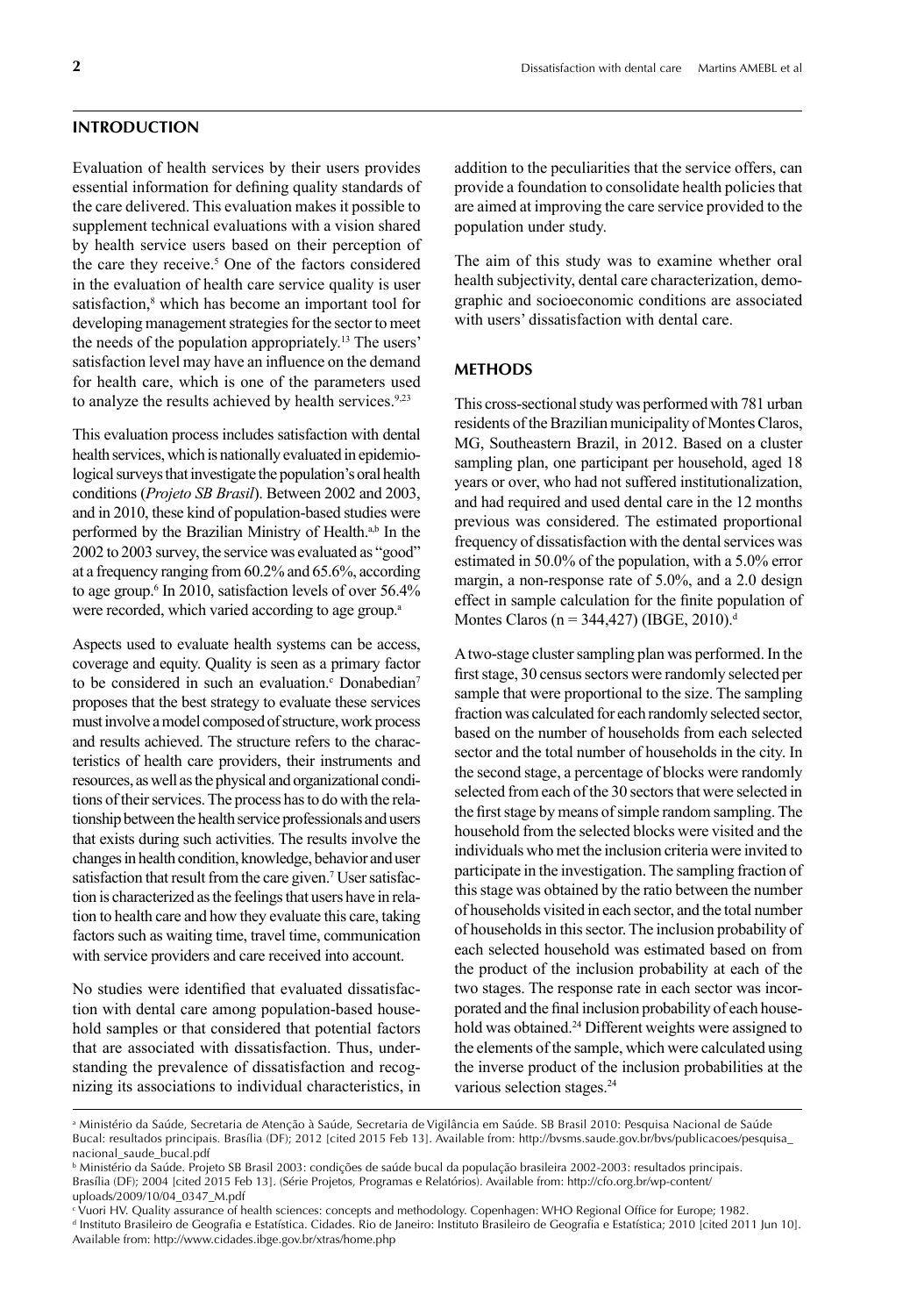## INTRODUCTION

Evaluation of health services by their users provides essential information for defining quality standards of the care delivered. This evaluation makes it possible to supplement technical evaluations with a vision shared by health service users based on their perception of the care they receive.[5] One of the factors considered in the evaluation of health care service quality is user satisfaction,[8] which has become an important tool for developing management strategies for the sector to meet the needs of the population appropriately.[13] The users' satisfaction level may have an influence on the demand for health care, which is one of the parameters used to analyze the results achieved by health services.[9,23]

This evaluation process includes satisfaction with dental health services, which is nationally evaluated in epidemiological surveys that investigate the population's oral health conditions (*Projeto SB Brasil*). Between 2002 and 2003, and in 2010, these kind of population-based studies were performed by the Brazilian Ministry of Health.[a,b] In the 2002 to 2003 survey, the service was evaluated as "good" at a frequency ranging from 60.2% and 65.6%, according to age group.[6] In 2010, satisfaction levels of over 56.4% were recorded, which varied according to age group.[a]

Aspects used to evaluate health systems can be access, coverage and equity. Quality is seen as a primary factor to be considered in such an evaluation.[c] Donabedian[7] proposes that the best strategy to evaluate these services must involve a model composed of structure, work process and results achieved. The structure refers to the characteristics of health care providers, their instruments and resources, as well as the physical and organizational conditions of their services. The process has to do with the relationship between the health service professionals and users that exists during such activities. The results involve the changes in health condition, knowledge, behavior and user satisfaction that result from the care given.[7] User satisfaction is characterized as the feelings that users have in relation to health care and how they evaluate this care, taking factors such as waiting time, travel time, communication with service providers and care received into account.

No studies were identified that evaluated dissatisfaction with dental care among population-based household samples or that considered that potential factors that are associated with dissatisfaction. Thus, understanding the prevalence of dissatisfaction and recognizing its associations to individual characteristics, in addition to the peculiarities that the service offers, can provide a foundation to consolidate health policies that are aimed at improving the care service provided to the population under study.

The aim of this study was to examine whether oral health subjectivity, dental care characterization, demographic and socioeconomic conditions are associated with users' dissatisfaction with dental care.

## METHODS

This cross-sectional study was performed with 781 urban residents of the Brazilian municipality of Montes Claros, MG, Southeastern Brazil, in 2012. Based on a cluster sampling plan, one participant per household, aged 18 years or over, who had not suffered institutionalization, and had required and used dental care in the 12 months previous was considered. The estimated proportional frequency of dissatisfaction with the dental services was estimated in 50.0% of the population, with a 5.0% error margin, a non-response rate of 5.0%, and a 2.0 design effect in sample calculation for the finite population of Montes Claros (n = 344,427) (IBGE, 2010).[d]

A two-stage cluster sampling plan was performed. In the first stage, 30 census sectors were randomly selected per sample that were proportional to the size. The sampling fraction was calculated for each randomly selected sector, based on the number of households from each selected sector and the total number of households in the city. In the second stage, a percentage of blocks were randomly selected from each of the 30 sectors that were selected in the first stage by means of simple random sampling. The household from the selected blocks were visited and the individuals who met the inclusion criteria were invited to participate in the investigation. The sampling fraction of this stage was obtained by the ratio between the number of households visited in each sector, and the total number of households in this sector. The inclusion probability of each selected household was estimated based on from the product of the inclusion probability at each of the two stages. The response rate in each sector was incorporated and the final inclusion probability of each household was obtained.[24] Different weights were assigned to the elements of the sample, which were calculated using the inverse product of the inclusion probabilities at the various selection stages.[24]

---

[a] Ministério da Saúde, Secretaria de Atenção à Saúde, Secretaria de Vigilância em Saúde. SB Brasil 2010: Pesquisa Nacional de Saúde Bucal: resultados principais. Brasília (DF); 2012 [cited 2015 Feb 13]. Available from: http://bvsms.saude.gov.br/bvs/publicacoes/pesquisa_nacional_saude_bucal.pdf

[b] Ministério da Saúde. Projeto SB Brasil 2003: condições de saúde bucal da população brasileira 2002-2003: resultados principais. Brasília (DF); 2004 [cited 2015 Feb 13]. (Série Projetos, Programas e Relatórios). Available from: http://cfo.org.br/wp-content/uploads/2009/10/04_0347_M.pdf

[c] Vuori HV. Quality assurance of health sciences: concepts and methodology. Copenhagen: WHO Regional Office for Europe; 1982.

[d] Instituto Brasileiro de Geografia e Estatística. Cidades. Rio de Janeiro: Instituto Brasileiro de Geografia e Estatística; 2010 [cited 2011 Jun 10]. Available from: http://www.cidades.ibge.gov.br/xtras/home.php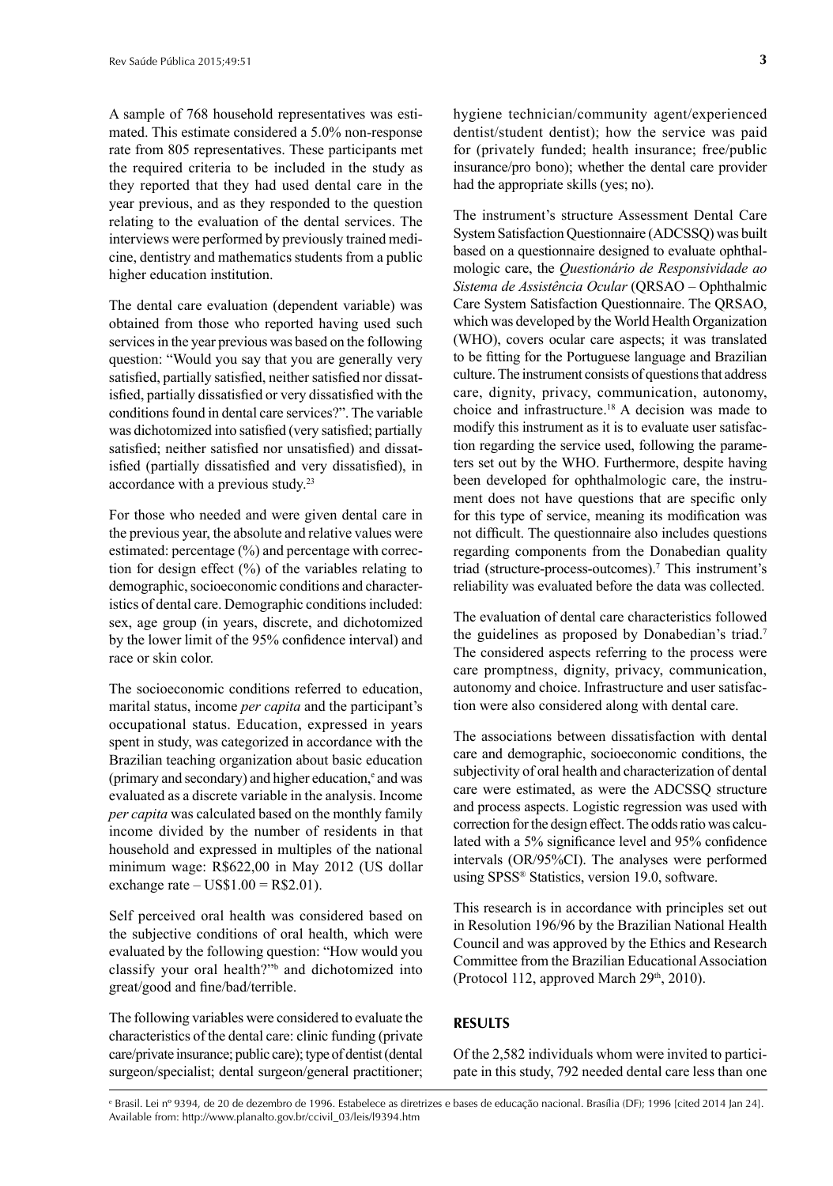A sample of 768 household representatives was estimated. This estimate considered a 5.0% non-response rate from 805 representatives. These participants met the required criteria to be included in the study as they reported that they had used dental care in the year previous, and as they responded to the question relating to the evaluation of the dental services. The interviews were performed by previously trained medicine, dentistry and mathematics students from a public higher education institution.

The dental care evaluation (dependent variable) was obtained from those who reported having used such services in the year previous was based on the following question: "Would you say that you are generally very satisfied, partially satisfied, neither satisfied nor dissatisfied, partially dissatisfied or very dissatisfied with the conditions found in dental care services?". The variable was dichotomized into satisfied (very satisfied; partially satisfied; neither satisfied nor unsatisfied) and dissatisfied (partially dissatisfied and very dissatisfied), in accordance with a previous study.[23]

For those who needed and were given dental care in the previous year, the absolute and relative values were estimated: percentage (%) and percentage with correction for design effect (%) of the variables relating to demographic, socioeconomic conditions and characteristics of dental care. Demographic conditions included: sex, age group (in years, discrete, and dichotomized by the lower limit of the 95% confidence interval) and race or skin color.

The socioeconomic conditions referred to education, marital status, income *per capita* and the participant's occupational status. Education, expressed in years spent in study, was categorized in accordance with the Brazilian teaching organization about basic education (primary and secondary) and higher education,[e] and was evaluated as a discrete variable in the analysis. Income *per capita* was calculated based on the monthly family income divided by the number of residents in that household and expressed in multiples of the national minimum wage: R$622,00 in May 2012 (US dollar exchange rate – US$1.00 = R$2.01).

Self perceived oral health was considered based on the subjective conditions of oral health, which were evaluated by the following question: "How would you classify your oral health?"[b] and dichotomized into great/good and fine/bad/terrible.

The following variables were considered to evaluate the characteristics of the dental care: clinic funding (private care/private insurance; public care); type of dentist (dental surgeon/specialist; dental surgeon/general practitioner; hygiene technician/community agent/experienced dentist/student dentist); how the service was paid for (privately funded; health insurance; free/public insurance/pro bono); whether the dental care provider had the appropriate skills (yes; no).

The instrument's structure Assessment Dental Care System Satisfaction Questionnaire (ADCSSQ) was built based on a questionnaire designed to evaluate ophthalmologic care, the *Questionário de Responsividade ao Sistema de Assistência Ocular* (QRSAO – Ophthalmic Care System Satisfaction Questionnaire. The QRSAO, which was developed by the World Health Organization (WHO), covers ocular care aspects; it was translated to be fitting for the Portuguese language and Brazilian culture. The instrument consists of questions that address care, dignity, privacy, communication, autonomy, choice and infrastructure.[18] A decision was made to modify this instrument as it is to evaluate user satisfaction regarding the service used, following the parameters set out by the WHO. Furthermore, despite having been developed for ophthalmologic care, the instrument does not have questions that are specific only for this type of service, meaning its modification was not difficult. The questionnaire also includes questions regarding components from the Donabedian quality triad (structure-process-outcomes).[7] This instrument's reliability was evaluated before the data was collected.

The evaluation of dental care characteristics followed the guidelines as proposed by Donabedian's triad.[7] The considered aspects referring to the process were care promptness, dignity, privacy, communication, autonomy and choice. Infrastructure and user satisfaction were also considered along with dental care.

The associations between dissatisfaction with dental care and demographic, socioeconomic conditions, the subjectivity of oral health and characterization of dental care were estimated, as were the ADCSSQ structure and process aspects. Logistic regression was used with correction for the design effect. The odds ratio was calculated with a 5% significance level and 95% confidence intervals (OR/95%CI). The analyses were performed using SPSS® Statistics, version 19.0, software.

This research is in accordance with principles set out in Resolution 196/96 by the Brazilian National Health Council and was approved by the Ethics and Research Committee from the Brazilian Educational Association (Protocol 112, approved March 29th, 2010).

## RESULTS

Of the 2,582 individuals whom were invited to participate in this study, 792 needed dental care less than one

[e] Brasil. Lei nº 9394, de 20 de dezembro de 1996. Estabelece as diretrizes e bases de educação nacional. Brasília (DF); 1996 [cited 2014 Jan 24]. Available from: http://www.planalto.gov.br/ccivil_03/leis/l9394.htm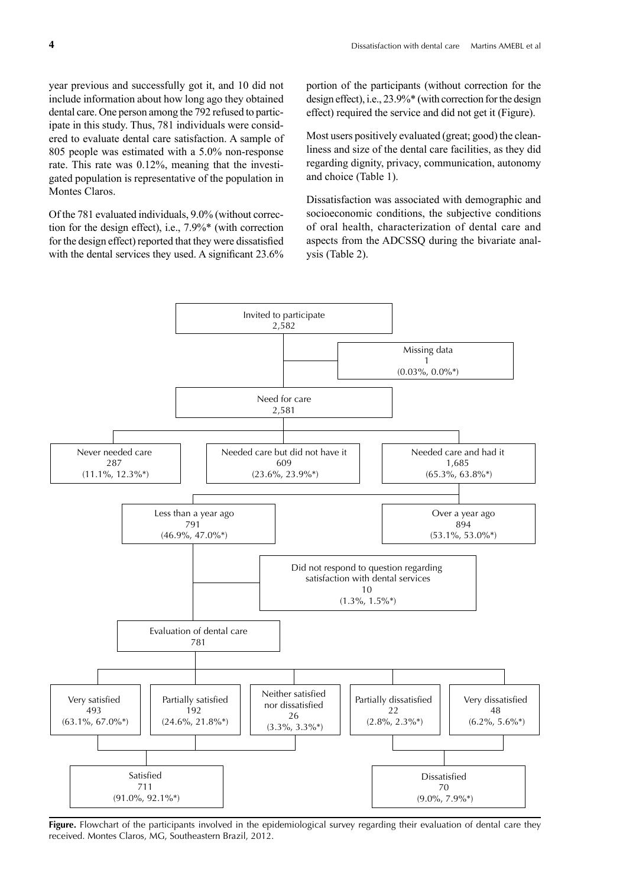year previous and successfully got it, and 10 did not include information about how long ago they obtained dental care. One person among the 792 refused to participate in this study. Thus, 781 individuals were considered to evaluate dental care satisfaction. A sample of 805 people was estimated with a 5.0% non-response rate. This rate was 0.12%, meaning that the investigated population is representative of the population in Montes Claros.

Of the 781 evaluated individuals, 9.0% (without correction for the design effect), i.e., 7.9%* (with correction for the design effect) reported that they were dissatisfied with the dental services they used. A significant 23.6% portion of the participants (without correction for the design effect), i.e., 23.9%* (with correction for the design effect) required the service and did not get it (Figure).

Most users positively evaluated (great; good) the cleanliness and size of the dental care facilities, as they did regarding dignity, privacy, communication, autonomy and choice (Table 1).

Dissatisfaction was associated with demographic and socioeconomic conditions, the subjective conditions of oral health, characterization of dental care and aspects from the ADCSSQ during the bivariate analysis (Table 2).

- Invited to participate: 2,582
  - Missing data: 1 (0.03%, 0.0%*)
- Need for care: 2,581
  - Never needed care: 287 (11.1%, 12.3%*)
  - Needed care but did not have it: 609 (23.6%, 23.9%*)
  - Needed care and had it: 1,685 (65.3%, 63.8%*)
    - Less than a year ago: 791 (46.9%, 47.0%*)
    - Over a year ago: 894 (53.1%, 53.0%*)
    - Did not respond to question regarding satisfaction with dental services: 10 (1.3%, 1.5%*)
- Evaluation of dental care: 781
  - Very satisfied: 493 (63.1%, 67.0%*)
  - Partially satisfied: 192 (24.6%, 21.8%*)
  - Neither satisfied nor dissatisfied: 26 (3.3%, 3.3%*)
  - Partially dissatisfied: 22 (2.8%, 2.3%*)
  - Very dissatisfied: 48 (6.2%, 5.6%*)
- Satisfied: 711 (91.0%, 92.1%*)
- Dissatisfied: 70 (9.0%, 7.9%*)

**Figure.** Flowchart of the participants involved in the epidemiological survey regarding their evaluation of dental care they received. Montes Claros, MG, Southeastern Brazil, 2012.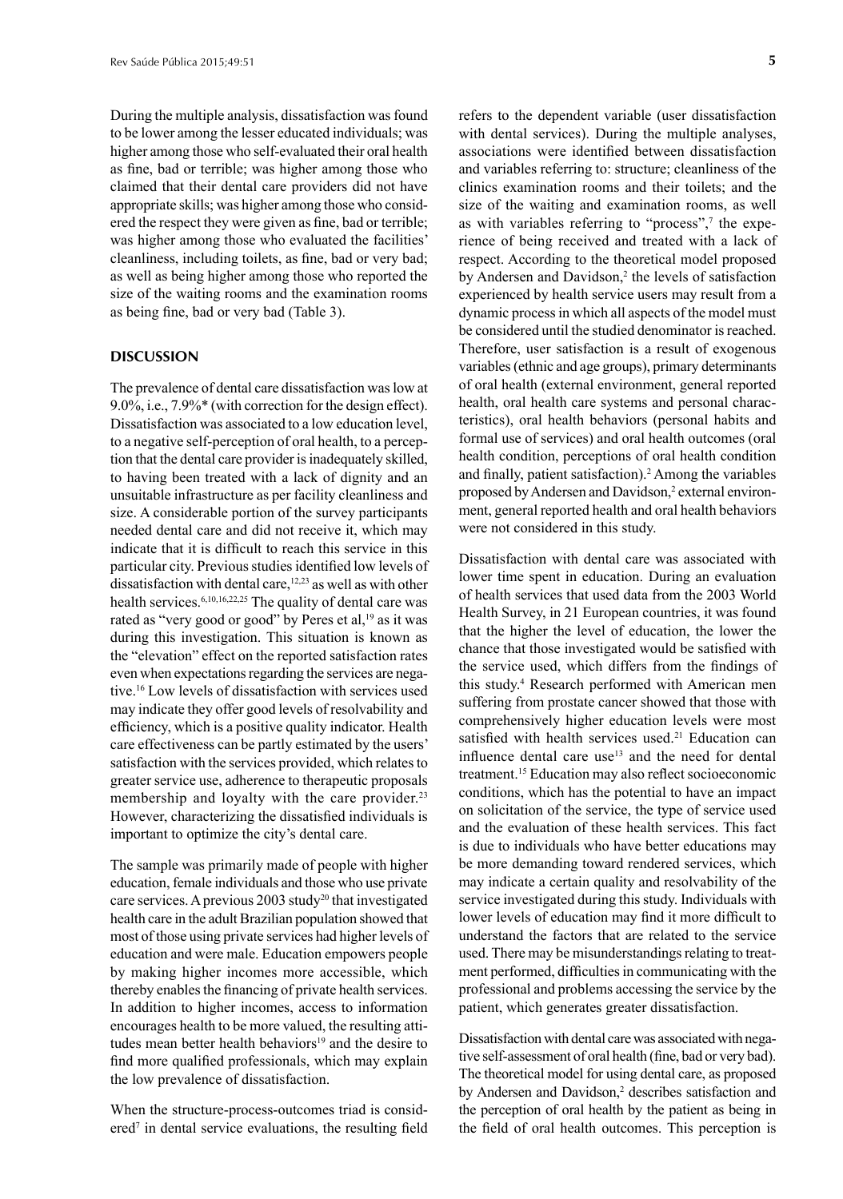During the multiple analysis, dissatisfaction was found to be lower among the lesser educated individuals; was higher among those who self-evaluated their oral health as fine, bad or terrible; was higher among those who claimed that their dental care providers did not have appropriate skills; was higher among those who considered the respect they were given as fine, bad or terrible; was higher among those who evaluated the facilities' cleanliness, including toilets, as fine, bad or very bad; as well as being higher among those who reported the size of the waiting rooms and the examination rooms as being fine, bad or very bad (Table 3).

## DISCUSSION

The prevalence of dental care dissatisfaction was low at 9.0%, i.e., 7.9%* (with correction for the design effect). Dissatisfaction was associated to a low education level, to a negative self-perception of oral health, to a perception that the dental care provider is inadequately skilled, to having been treated with a lack of dignity and an unsuitable infrastructure as per facility cleanliness and size. A considerable portion of the survey participants needed dental care and did not receive it, which may indicate that it is difficult to reach this service in this particular city. Previous studies identified low levels of dissatisfaction with dental care,[12,23] as well as with other health services.[6,10,16,22,25] The quality of dental care was rated as "very good or good" by Peres et al,[19] as it was during this investigation. This situation is known as the "elevation" effect on the reported satisfaction rates even when expectations regarding the services are negative.[16] Low levels of dissatisfaction with services used may indicate they offer good levels of resolvability and efficiency, which is a positive quality indicator. Health care effectiveness can be partly estimated by the users' satisfaction with the services provided, which relates to greater service use, adherence to therapeutic proposals membership and loyalty with the care provider.[23] However, characterizing the dissatisfied individuals is important to optimize the city's dental care.

The sample was primarily made of people with higher education, female individuals and those who use private care services. A previous 2003 study[20] that investigated health care in the adult Brazilian population showed that most of those using private services had higher levels of education and were male. Education empowers people by making higher incomes more accessible, which thereby enables the financing of private health services. In addition to higher incomes, access to information encourages health to be more valued, the resulting attitudes mean better health behaviors[19] and the desire to find more qualified professionals, which may explain the low prevalence of dissatisfaction.

When the structure-process-outcomes triad is considered[7] in dental service evaluations, the resulting field refers to the dependent variable (user dissatisfaction with dental services). During the multiple analyses, associations were identified between dissatisfaction and variables referring to: structure; cleanliness of the clinics examination rooms and their toilets; and the size of the waiting and examination rooms, as well as with variables referring to "process",[7] the experience of being received and treated with a lack of respect. According to the theoretical model proposed by Andersen and Davidson,[2] the levels of satisfaction experienced by health service users may result from a dynamic process in which all aspects of the model must be considered until the studied denominator is reached. Therefore, user satisfaction is a result of exogenous variables (ethnic and age groups), primary determinants of oral health (external environment, general reported health, oral health care systems and personal characteristics), oral health behaviors (personal habits and formal use of services) and oral health outcomes (oral health condition, perceptions of oral health condition and finally, patient satisfaction).[2] Among the variables proposed by Andersen and Davidson,[2] external environment, general reported health and oral health behaviors were not considered in this study.

Dissatisfaction with dental care was associated with lower time spent in education. During an evaluation of health services that used data from the 2003 World Health Survey, in 21 European countries, it was found that the higher the level of education, the lower the chance that those investigated would be satisfied with the service used, which differs from the findings of this study.[4] Research performed with American men suffering from prostate cancer showed that those with comprehensively higher education levels were most satisfied with health services used.[21] Education can influence dental care use[13] and the need for dental treatment.[15] Education may also reflect socioeconomic conditions, which has the potential to have an impact on solicitation of the service, the type of service used and the evaluation of these health services. This fact is due to individuals who have better educations may be more demanding toward rendered services, which may indicate a certain quality and resolvability of the service investigated during this study. Individuals with lower levels of education may find it more difficult to understand the factors that are related to the service used. There may be misunderstandings relating to treatment performed, difficulties in communicating with the professional and problems accessing the service by the patient, which generates greater dissatisfaction.

Dissatisfaction with dental care was associated with negative self-assessment of oral health (fine, bad or very bad). The theoretical model for using dental care, as proposed by Andersen and Davidson,[2] describes satisfaction and the perception of oral health by the patient as being in the field of oral health outcomes. This perception is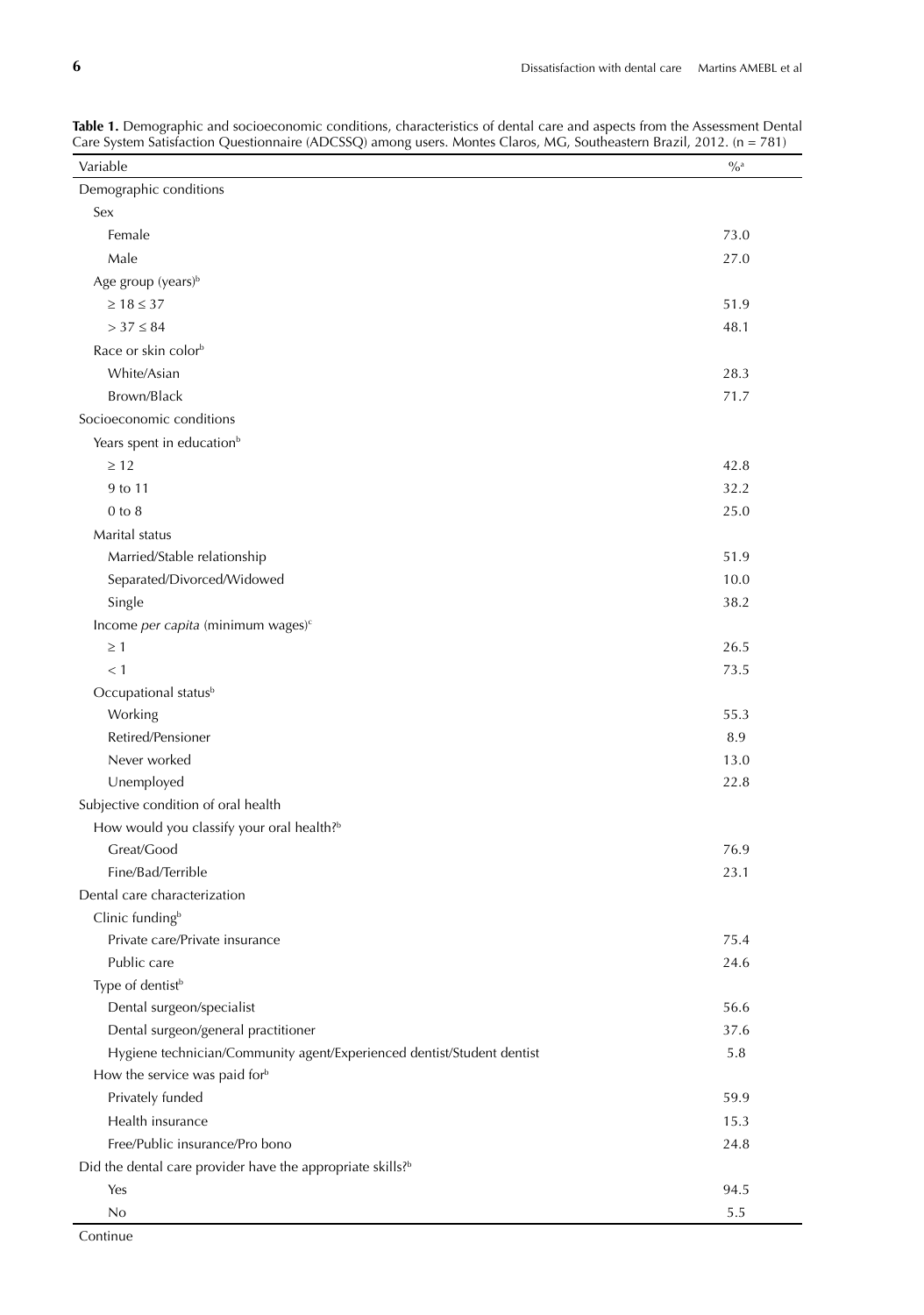**Table 1.** Demographic and socioeconomic conditions, characteristics of dental care and aspects from the Assessment Dental Care System Satisfaction Questionnaire (ADCSSQ) among users. Montes Claros, MG, Southeastern Brazil, 2012. (n = 781)

| Variable | %[a] |
|---|---|
| Demographic conditions | |
| Sex | |
| Female | 73.0 |
| Male | 27.0 |
| Age group (years)[b] | |
| ≥ 18 ≤ 37 | 51.9 |
| > 37 ≤ 84 | 48.1 |
| Race or skin color[b] | |
| White/Asian | 28.3 |
| Brown/Black | 71.7 |
| Socioeconomic conditions | |
| Years spent in education[b] | |
| ≥ 12 | 42.8 |
| 9 to 11 | 32.2 |
| 0 to 8 | 25.0 |
| Marital status | |
| Married/Stable relationship | 51.9 |
| Separated/Divorced/Widowed | 10.0 |
| Single | 38.2 |
| Income *per capita* (minimum wages)[c] | |
| ≥ 1 | 26.5 |
| < 1 | 73.5 |
| Occupational status[b] | |
| Working | 55.3 |
| Retired/Pensioner | 8.9 |
| Never worked | 13.0 |
| Unemployed | 22.8 |
| Subjective condition of oral health | |
| How would you classify your oral health?[b] | |
| Great/Good | 76.9 |
| Fine/Bad/Terrible | 23.1 |
| Dental care characterization | |
| Clinic funding[b] | |
| Private care/Private insurance | 75.4 |
| Public care | 24.6 |
| Type of dentist[b] | |
| Dental surgeon/specialist | 56.6 |
| Dental surgeon/general practitioner | 37.6 |
| Hygiene technician/Community agent/Experienced dentist/Student dentist | 5.8 |
| How the service was paid for[b] | |
| Privately funded | 59.9 |
| Health insurance | 15.3 |
| Free/Public insurance/Pro bono | 24.8 |
| Did the dental care provider have the appropriate skills?[b] | |
| Yes | 94.5 |
| No | 5.5 |

Continue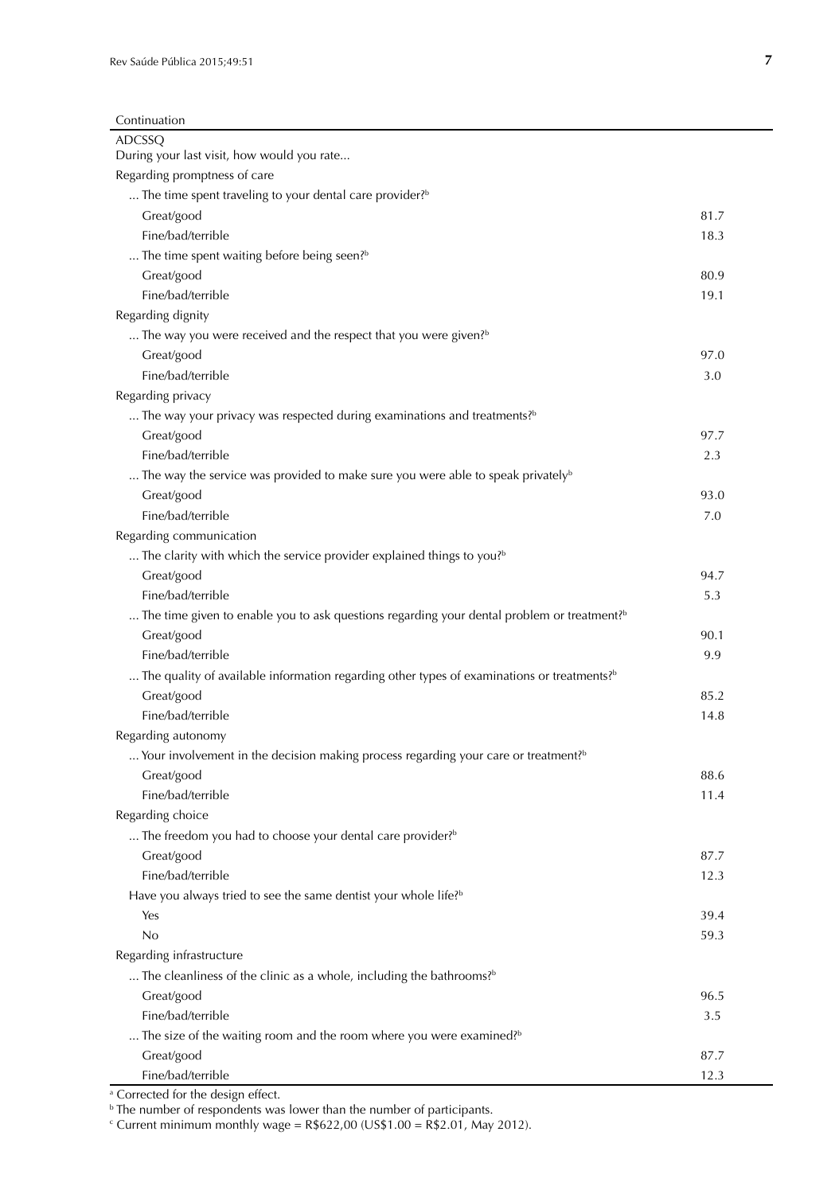Continuation

| | |
|---|---|
| ADCSSQ | |
| During your last visit, how would you rate... | |
| Regarding promptness of care | |
| ... The time spent traveling to your dental care provider?[b] | |
| Great/good | 81.7 |
| Fine/bad/terrible | 18.3 |
| ... The time spent waiting before being seen?[b] | |
| Great/good | 80.9 |
| Fine/bad/terrible | 19.1 |
| Regarding dignity | |
| ... The way you were received and the respect that you were given?[b] | |
| Great/good | 97.0 |
| Fine/bad/terrible | 3.0 |
| Regarding privacy | |
| ... The way your privacy was respected during examinations and treatments?[b] | |
| Great/good | 97.7 |
| Fine/bad/terrible | 2.3 |
| ... The way the service was provided to make sure you were able to speak privately[b] | |
| Great/good | 93.0 |
| Fine/bad/terrible | 7.0 |
| Regarding communication | |
| ... The clarity with which the service provider explained things to you?[b] | |
| Great/good | 94.7 |
| Fine/bad/terrible | 5.3 |
| ... The time given to enable you to ask questions regarding your dental problem or treatment?[b] | |
| Great/good | 90.1 |
| Fine/bad/terrible | 9.9 |
| ... The quality of available information regarding other types of examinations or treatments?[b] | |
| Great/good | 85.2 |
| Fine/bad/terrible | 14.8 |
| Regarding autonomy | |
| ... Your involvement in the decision making process regarding your care or treatment?[b] | |
| Great/good | 88.6 |
| Fine/bad/terrible | 11.4 |
| Regarding choice | |
| ... The freedom you had to choose your dental care provider?[b] | |
| Great/good | 87.7 |
| Fine/bad/terrible | 12.3 |
| Have you always tried to see the same dentist your whole life?[b] | |
| Yes | 39.4 |
| No | 59.3 |
| Regarding infrastructure | |
| ... The cleanliness of the clinic as a whole, including the bathrooms?[b] | |
| Great/good | 96.5 |
| Fine/bad/terrible | 3.5 |
| ... The size of the waiting room and the room where you were examined?[b] | |
| Great/good | 87.7 |
| Fine/bad/terrible | 12.3 |

[a] Corrected for the design effect.

[b] The number of respondents was lower than the number of participants.

[c] Current minimum monthly wage = R$622,00 (US$1.00 = R$2.01, May 2012).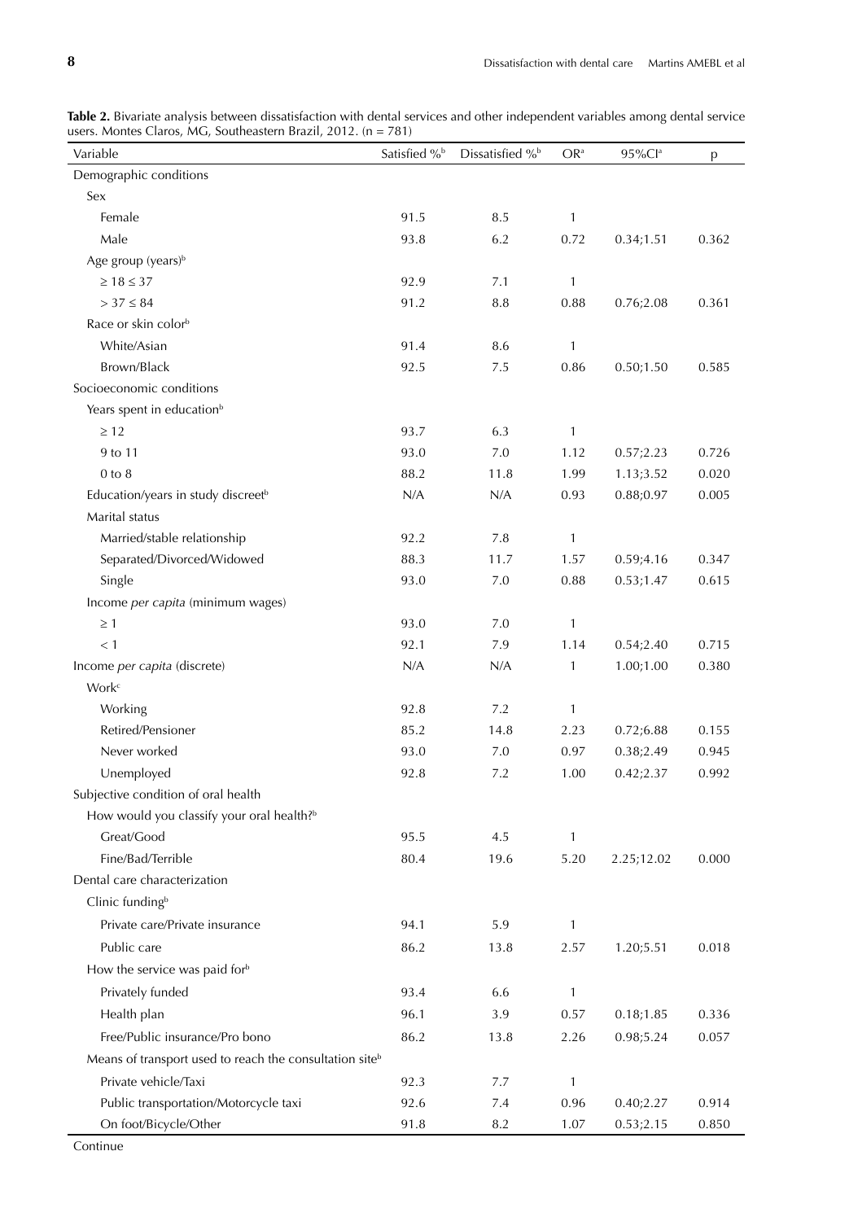**Table 2.** Bivariate analysis between dissatisfaction with dental services and other independent variables among dental service users. Montes Claros, MG, Southeastern Brazil, 2012. (n = 781)

| Variable | Satisfied %[b] | Dissatisfied %[b] | OR[a] | 95%CI[a] | p |
|---|---|---|---|---|---|
| Demographic conditions | | | | | |
| Sex | | | | | |
| Female | 91.5 | 8.5 | 1 | | |
| Male | 93.8 | 6.2 | 0.72 | 0.34;1.51 | 0.362 |
| Age group (years)[b] | | | | | |
| ≥ 18 ≤ 37 | 92.9 | 7.1 | 1 | | |
| > 37 ≤ 84 | 91.2 | 8.8 | 0.88 | 0.76;2.08 | 0.361 |
| Race or skin color[b] | | | | | |
| White/Asian | 91.4 | 8.6 | 1 | | |
| Brown/Black | 92.5 | 7.5 | 0.86 | 0.50;1.50 | 0.585 |
| Socioeconomic conditions | | | | | |
| Years spent in education[b] | | | | | |
| ≥ 12 | 93.7 | 6.3 | 1 | | |
| 9 to 11 | 93.0 | 7.0 | 1.12 | 0.57;2.23 | 0.726 |
| 0 to 8 | 88.2 | 11.8 | 1.99 | 1.13;3.52 | 0.020 |
| Education/years in study discreet[b] | N/A | N/A | 0.93 | 0.88;0.97 | 0.005 |
| Marital status | | | | | |
| Married/stable relationship | 92.2 | 7.8 | 1 | | |
| Separated/Divorced/Widowed | 88.3 | 11.7 | 1.57 | 0.59;4.16 | 0.347 |
| Single | 93.0 | 7.0 | 0.88 | 0.53;1.47 | 0.615 |
| Income *per capita* (minimum wages) | | | | | |
| ≥ 1 | 93.0 | 7.0 | 1 | | |
| < 1 | 92.1 | 7.9 | 1.14 | 0.54;2.40 | 0.715 |
| Income *per capita* (discrete) | N/A | N/A | 1 | 1.00;1.00 | 0.380 |
| Work[c] | | | | | |
| Working | 92.8 | 7.2 | 1 | | |
| Retired/Pensioner | 85.2 | 14.8 | 2.23 | 0.72;6.88 | 0.155 |
| Never worked | 93.0 | 7.0 | 0.97 | 0.38;2.49 | 0.945 |
| Unemployed | 92.8 | 7.2 | 1.00 | 0.42;2.37 | 0.992 |
| Subjective condition of oral health | | | | | |
| How would you classify your oral health?[b] | | | | | |
| Great/Good | 95.5 | 4.5 | 1 | | |
| Fine/Bad/Terrible | 80.4 | 19.6 | 5.20 | 2.25;12.02 | 0.000 |
| Dental care characterization | | | | | |
| Clinic funding[b] | | | | | |
| Private care/Private insurance | 94.1 | 5.9 | 1 | | |
| Public care | 86.2 | 13.8 | 2.57 | 1.20;5.51 | 0.018 |
| How the service was paid for[b] | | | | | |
| Privately funded | 93.4 | 6.6 | 1 | | |
| Health plan | 96.1 | 3.9 | 0.57 | 0.18;1.85 | 0.336 |
| Free/Public insurance/Pro bono | 86.2 | 13.8 | 2.26 | 0.98;5.24 | 0.057 |
| Means of transport used to reach the consultation site[b] | | | | | |
| Private vehicle/Taxi | 92.3 | 7.7 | 1 | | |
| Public transportation/Motorcycle taxi | 92.6 | 7.4 | 0.96 | 0.40;2.27 | 0.914 |
| On foot/Bicycle/Other | 91.8 | 8.2 | 1.07 | 0.53;2.15 | 0.850 |

Continue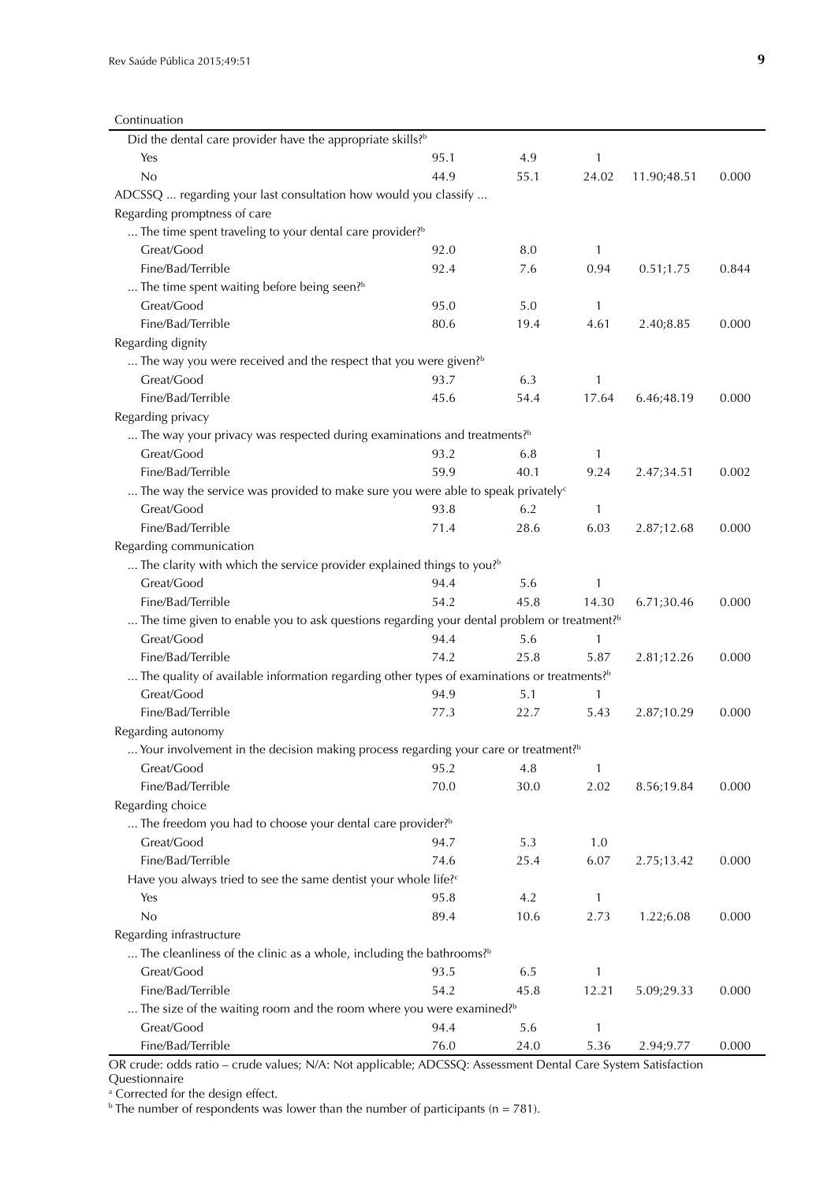Continuation

| | | | | | |
|---|---|---|---|---|---|
| Did the dental care provider have the appropriate skills?[b] | | | | | |
| Yes | 95.1 | 4.9 | 1 | | |
| No | 44.9 | 55.1 | 24.02 | 11.90;48.51 | 0.000 |
| ADCSSQ ... regarding your last consultation how would you classify ... | | | | | |
| Regarding promptness of care | | | | | |
| ... The time spent traveling to your dental care provider?[b] | | | | | |
| Great/Good | 92.0 | 8.0 | 1 | | |
| Fine/Bad/Terrible | 92.4 | 7.6 | 0.94 | 0.51;1.75 | 0.844 |
| ... The time spent waiting before being seen?[b] | | | | | |
| Great/Good | 95.0 | 5.0 | 1 | | |
| Fine/Bad/Terrible | 80.6 | 19.4 | 4.61 | 2.40;8.85 | 0.000 |
| Regarding dignity | | | | | |
| ... The way you were received and the respect that you were given?[b] | | | | | |
| Great/Good | 93.7 | 6.3 | 1 | | |
| Fine/Bad/Terrible | 45.6 | 54.4 | 17.64 | 6.46;48.19 | 0.000 |
| Regarding privacy | | | | | |
| ... The way your privacy was respected during examinations and treatments?[b] | | | | | |
| Great/Good | 93.2 | 6.8 | 1 | | |
| Fine/Bad/Terrible | 59.9 | 40.1 | 9.24 | 2.47;34.51 | 0.002 |
| ... The way the service was provided to make sure you were able to speak privately[c] | | | | | |
| Great/Good | 93.8 | 6.2 | 1 | | |
| Fine/Bad/Terrible | 71.4 | 28.6 | 6.03 | 2.87;12.68 | 0.000 |
| Regarding communication | | | | | |
| ... The clarity with which the service provider explained things to you?[b] | | | | | |
| Great/Good | 94.4 | 5.6 | 1 | | |
| Fine/Bad/Terrible | 54.2 | 45.8 | 14.30 | 6.71;30.46 | 0.000 |
| ... The time given to enable you to ask questions regarding your dental problem or treatment?[b] | | | | | |
| Great/Good | 94.4 | 5.6 | 1 | | |
| Fine/Bad/Terrible | 74.2 | 25.8 | 5.87 | 2.81;12.26 | 0.000 |
| ... The quality of available information regarding other types of examinations or treatments?[b] | | | | | |
| Great/Good | 94.9 | 5.1 | 1 | | |
| Fine/Bad/Terrible | 77.3 | 22.7 | 5.43 | 2.87;10.29 | 0.000 |
| Regarding autonomy | | | | | |
| ... Your involvement in the decision making process regarding your care or treatment?[b] | | | | | |
| Great/Good | 95.2 | 4.8 | 1 | | |
| Fine/Bad/Terrible | 70.0 | 30.0 | 2.02 | 8.56;19.84 | 0.000 |
| Regarding choice | | | | | |
| ... The freedom you had to choose your dental care provider?[b] | | | | | |
| Great/Good | 94.7 | 5.3 | 1.0 | | |
| Fine/Bad/Terrible | 74.6 | 25.4 | 6.07 | 2.75;13.42 | 0.000 |
| Have you always tried to see the same dentist your whole life?[c] | | | | | |
| Yes | 95.8 | 4.2 | 1 | | |
| No | 89.4 | 10.6 | 2.73 | 1.22;6.08 | 0.000 |
| Regarding infrastructure | | | | | |
| ... The cleanliness of the clinic as a whole, including the bathrooms?[b] | | | | | |
| Great/Good | 93.5 | 6.5 | 1 | | |
| Fine/Bad/Terrible | 54.2 | 45.8 | 12.21 | 5.09;29.33 | 0.000 |
| ... The size of the waiting room and the room where you were examined?[b] | | | | | |
| Great/Good | 94.4 | 5.6 | 1 | | |
| Fine/Bad/Terrible | 76.0 | 24.0 | 5.36 | 2.94;9.77 | 0.000 |

OR crude: odds ratio – crude values; N/A: Not applicable; ADCSSQ: Assessment Dental Care System Satisfaction Questionnaire

[a] Corrected for the design effect.

[b] The number of respondents was lower than the number of participants (n = 781).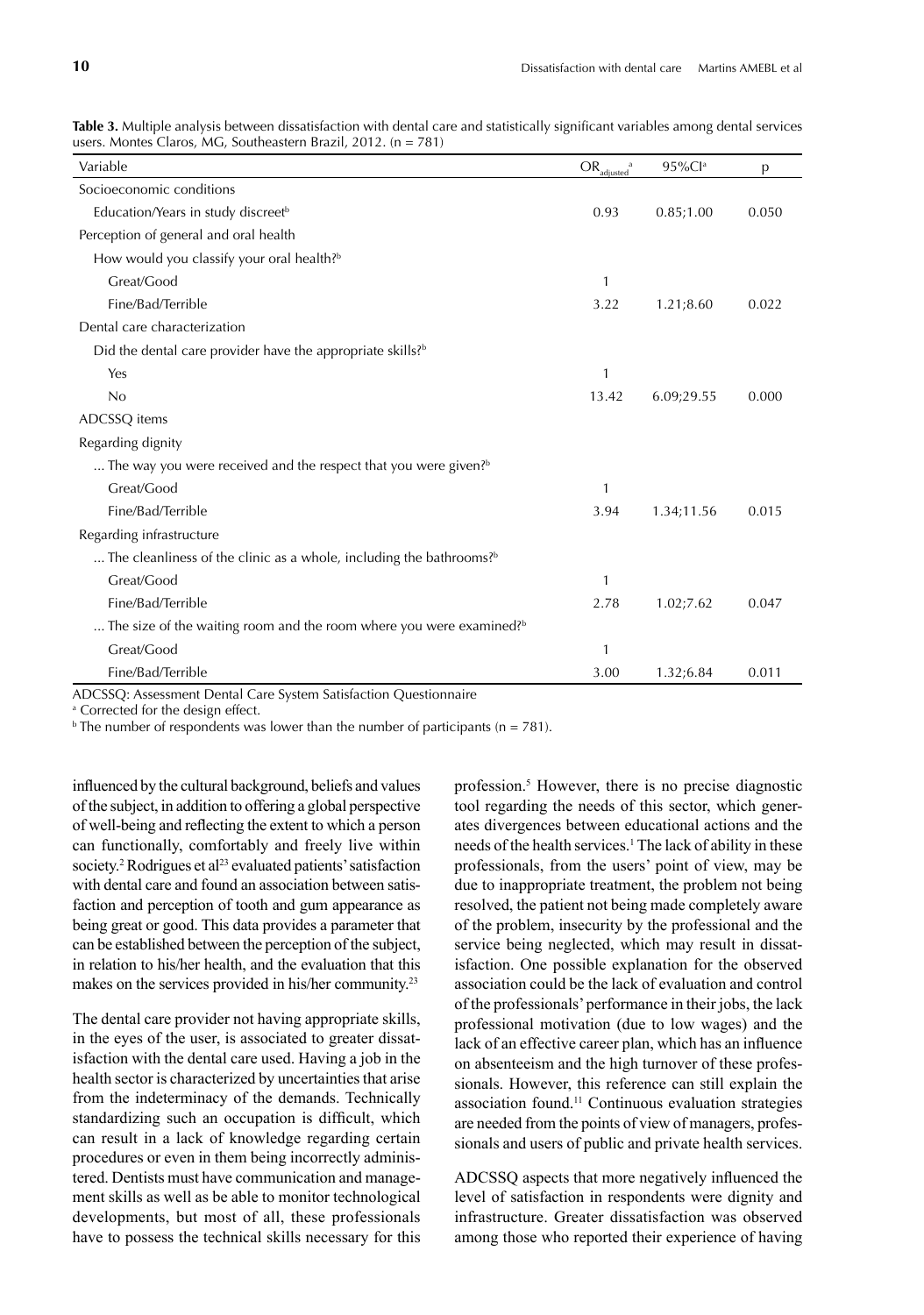**Table 3.** Multiple analysis between dissatisfaction with dental care and statistically significant variables among dental services users. Montes Claros, MG, Southeastern Brazil, 2012. (n = 781)

| Variable | $OR_{adjusted}$ [a] | 95%CI[a] | p |
|---|---|---|---|
| Socioeconomic conditions | | | |
| Education/Years in study discreet[b] | 0.93 | 0.85;1.00 | 0.050 |
| Perception of general and oral health | | | |
| How would you classify your oral health?[b] | | | |
| Great/Good | 1 | | |
| Fine/Bad/Terrible | 3.22 | 1.21;8.60 | 0.022 |
| Dental care characterization | | | |
| Did the dental care provider have the appropriate skills?[b] | | | |
| Yes | 1 | | |
| No | 13.42 | 6.09;29.55 | 0.000 |
| ADCSSQ items | | | |
| Regarding dignity | | | |
| ... The way you were received and the respect that you were given?[b] | | | |
| Great/Good | 1 | | |
| Fine/Bad/Terrible | 3.94 | 1.34;11.56 | 0.015 |
| Regarding infrastructure | | | |
| ... The cleanliness of the clinic as a whole, including the bathrooms?[b] | | | |
| Great/Good | 1 | | |
| Fine/Bad/Terrible | 2.78 | 1.02;7.62 | 0.047 |
| ... The size of the waiting room and the room where you were examined?[b] | | | |
| Great/Good | 1 | | |
| Fine/Bad/Terrible | 3.00 | 1.32;6.84 | 0.011 |

ADCSSQ: Assessment Dental Care System Satisfaction Questionnaire

[a] Corrected for the design effect.

[b] The number of respondents was lower than the number of participants (n = 781).

influenced by the cultural background, beliefs and values of the subject, in addition to offering a global perspective of well-being and reflecting the extent to which a person can functionally, comfortably and freely live within society.[2] Rodrigues et al[23] evaluated patients' satisfaction with dental care and found an association between satisfaction and perception of tooth and gum appearance as being great or good. This data provides a parameter that can be established between the perception of the subject, in relation to his/her health, and the evaluation that this makes on the services provided in his/her community.[23]

The dental care provider not having appropriate skills, in the eyes of the user, is associated to greater dissatisfaction with the dental care used. Having a job in the health sector is characterized by uncertainties that arise from the indeterminacy of the demands. Technically standardizing such an occupation is difficult, which can result in a lack of knowledge regarding certain procedures or even in them being incorrectly administered. Dentists must have communication and management skills as well as be able to monitor technological developments, but most of all, these professionals have to possess the technical skills necessary for this profession.[5] However, there is no precise diagnostic tool regarding the needs of this sector, which generates divergences between educational actions and the needs of the health services.[1] The lack of ability in these professionals, from the users' point of view, may be due to inappropriate treatment, the problem not being resolved, the patient not being made completely aware of the problem, insecurity by the professional and the service being neglected, which may result in dissatisfaction. One possible explanation for the observed association could be the lack of evaluation and control of the professionals' performance in their jobs, the lack professional motivation (due to low wages) and the lack of an effective career plan, which has an influence on absenteeism and the high turnover of these professionals. However, this reference can still explain the association found.[11] Continuous evaluation strategies are needed from the points of view of managers, professionals and users of public and private health services.

ADCSSQ aspects that more negatively influenced the level of satisfaction in respondents were dignity and infrastructure. Greater dissatisfaction was observed among those who reported their experience of having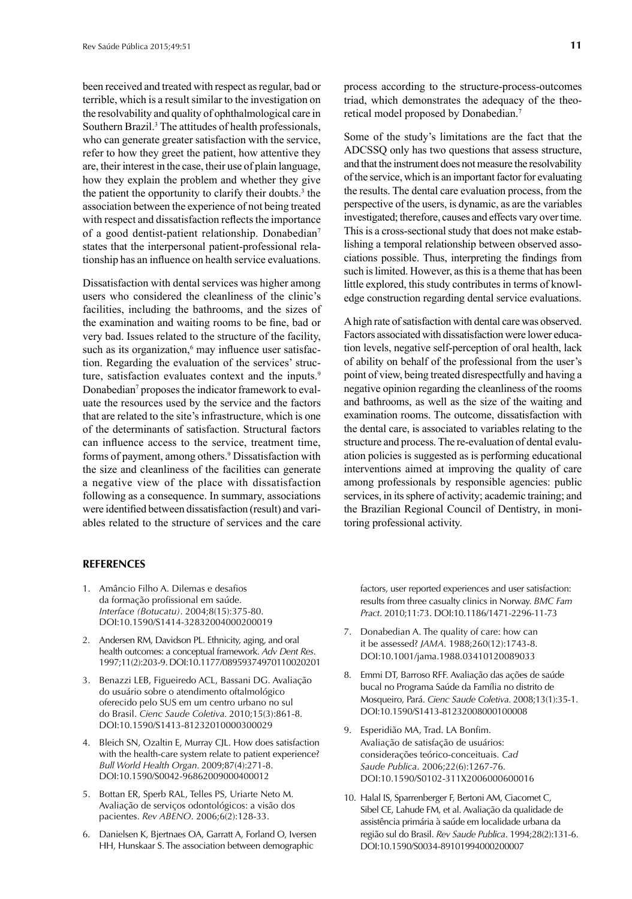been received and treated with respect as regular, bad or terrible, which is a result similar to the investigation on the resolvability and quality of ophthalmological care in Southern Brazil.[3] The attitudes of health professionals, who can generate greater satisfaction with the service, refer to how they greet the patient, how attentive they are, their interest in the case, their use of plain language, how they explain the problem and whether they give the patient the opportunity to clarify their doubts.[3] the association between the experience of not being treated with respect and dissatisfaction reflects the importance of a good dentist-patient relationship. Donabedian[7] states that the interpersonal patient-professional relationship has an influence on health service evaluations.

Dissatisfaction with dental services was higher among users who considered the cleanliness of the clinic's facilities, including the bathrooms, and the sizes of the examination and waiting rooms to be fine, bad or very bad. Issues related to the structure of the facility, such as its organization,[6] may influence user satisfaction. Regarding the evaluation of the services' structure, satisfaction evaluates context and the inputs.[9] Donabedian[7] proposes the indicator framework to evaluate the resources used by the service and the factors that are related to the site's infrastructure, which is one of the determinants of satisfaction. Structural factors can influence access to the service, treatment time, forms of payment, among others.[9] Dissatisfaction with the size and cleanliness of the facilities can generate a negative view of the place with dissatisfaction following as a consequence. In summary, associations were identified between dissatisfaction (result) and variables related to the structure of services and the care process according to the structure-process-outcomes triad, which demonstrates the adequacy of the theoretical model proposed by Donabedian.[7]

Some of the study's limitations are the fact that the ADCSSQ only has two questions that assess structure, and that the instrument does not measure the resolvability of the service, which is an important factor for evaluating the results. The dental care evaluation process, from the perspective of the users, is dynamic, as are the variables investigated; therefore, causes and effects vary over time. This is a cross-sectional study that does not make establishing a temporal relationship between observed associations possible. Thus, interpreting the findings from such is limited. However, as this is a theme that has been little explored, this study contributes in terms of knowledge construction regarding dental service evaluations.

A high rate of satisfaction with dental care was observed. Factors associated with dissatisfaction were lower education levels, negative self-perception of oral health, lack of ability on behalf of the professional from the user's point of view, being treated disrespectfully and having a negative opinion regarding the cleanliness of the rooms and bathrooms, as well as the size of the waiting and examination rooms. The outcome, dissatisfaction with the dental care, is associated to variables relating to the structure and process. The re-evaluation of dental evaluation policies is suggested as is performing educational interventions aimed at improving the quality of care among professionals by responsible agencies: public services, in its sphere of activity; academic training; and the Brazilian Regional Council of Dentistry, in monitoring professional activity.

## REFERENCES

1. Amâncio Filho A. Dilemas e desafios da formação profissional em saúde. *Interface (Botucatu)*. 2004;8(15):375-80. DOI:10.1590/S1414-32832004000200019
2. Andersen RM, Davidson PL. Ethnicity, aging, and oral health outcomes: a conceptual framework. *Adv Dent Res*. 1997;11(2):203-9. DOI:10.1177/08959374970110020201
3. Benazzi LEB, Figueiredo ACL, Bassani DG. Avaliação do usuário sobre o atendimento oftalmológico oferecido pelo SUS em um centro urbano no sul do Brasil. *Cienc Saude Coletiva*. 2010;15(3):861-8. DOI:10.1590/S1413-81232010000300029
4. Bleich SN, Ozaltin E, Murray CJL. How does satisfaction with the health-care system relate to patient experience? *Bull World Health Organ*. 2009;87(4):271-8. DOI:10.1590/S0042-96862009000400012
5. Bottan ER, Sperb RAL, Telles PS, Uriarte Neto M. Avaliação de serviços odontológicos: a visão dos pacientes. *Rev ABENO*. 2006;6(2):128-33.
6. Danielsen K, Bjertnaes OA, Garratt A, Forland O, Iversen HH, Hunskaar S. The association between demographic factors, user reported experiences and user satisfaction: results from three casualty clinics in Norway. *BMC Fam Pract*. 2010;11:73. DOI:10.1186/1471-2296-11-73
7. Donabedian A. The quality of care: how can it be assessed? *JAMA*. 1988;260(12):1743-8. DOI:10.1001/jama.1988.03410120089033
8. Emmi DT, Barroso RFF. Avaliação das ações de saúde bucal no Programa Saúde da Família no distrito de Mosqueiro, Pará. *Cienc Saude Coletiva*. 2008;13(1):35-1. DOI:10.1590/S1413-81232008000100008
9. Esperidião MA, Trad. LA Bonfim. Avaliação de satisfação de usuários: considerações teórico-conceituais. *Cad Saude Publica*. 2006;22(6):1267-76. DOI:10.1590/S0102-311X2006000600016
10. Halal IS, Sparrenberger F, Bertoni AM, Ciacomet C, Sibel CE, Lahude FM, et al. Avaliação da qualidade de assistência primária à saúde em localidade urbana da região sul do Brasil. *Rev Saude Publica*. 1994;28(2):131-6. DOI:10.1590/S0034-89101994000200007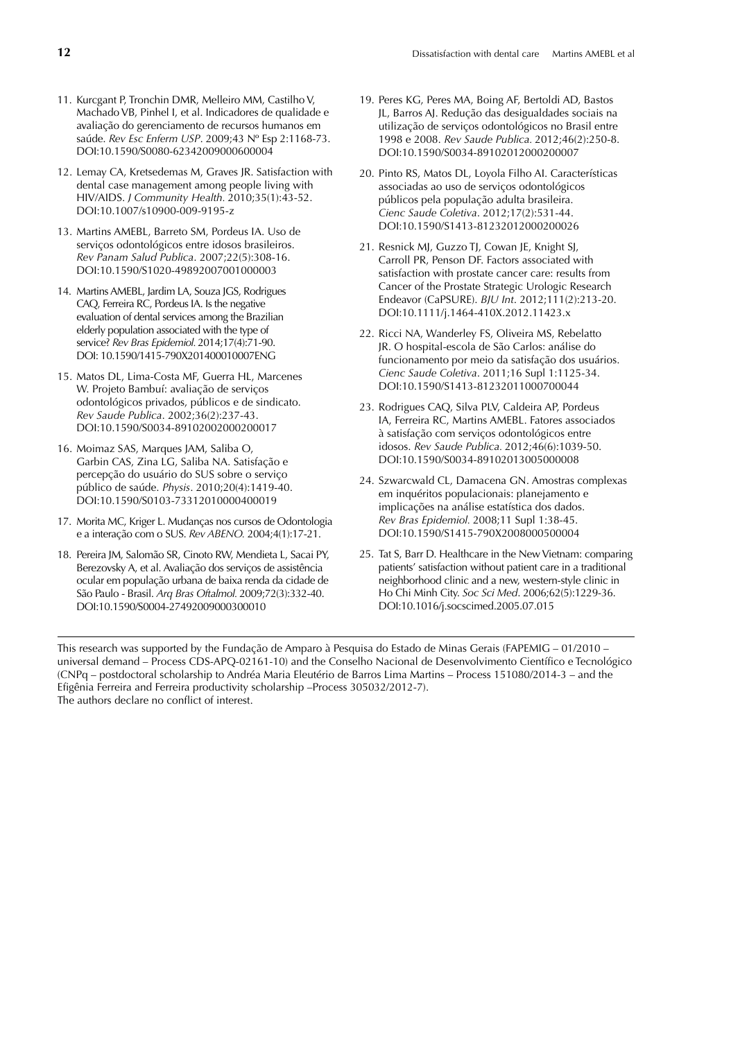11. Kurcgant P, Tronchin DMR, Melleiro MM, Castilho V, Machado VB, Pinhel I, et al. Indicadores de qualidade e avaliação do gerenciamento de recursos humanos em saúde. *Rev Esc Enferm USP*. 2009;43 Nº Esp 2:1168-73. DOI:10.1590/S0080-62342009000600004

12. Lemay CA, Kretsedemas M, Graves JR. Satisfaction with dental case management among people living with HIV/AIDS. *J Community Health*. 2010;35(1):43-52. DOI:10.1007/s10900-009-9195-z

13. Martins AMEBL, Barreto SM, Pordeus IA. Uso de serviços odontológicos entre idosos brasileiros. *Rev Panam Salud Publica*. 2007;22(5):308-16. DOI:10.1590/S1020-49892007001000003

14. Martins AMEBL, Jardim LA, Souza JGS, Rodrigues CAQ, Ferreira RC, Pordeus IA. Is the negative evaluation of dental services among the Brazilian elderly population associated with the type of service? *Rev Bras Epidemiol.* 2014;17(4):71-90. DOI: 10.1590/1415-790X201400010007ENG

15. Matos DL, Lima-Costa MF, Guerra HL, Marcenes W. Projeto Bambuí: avaliação de serviços odontológicos privados, públicos e de sindicato. *Rev Saude Publica*. 2002;36(2):237-43. DOI:10.1590/S0034-89102002000200017

16. Moimaz SAS, Marques JAM, Saliba O, Garbin CAS, Zina LG, Saliba NA. Satisfação e percepção do usuário do SUS sobre o serviço público de saúde. *Physis*. 2010;20(4):1419-40. DOI:10.1590/S0103-73312010000400019

17. Morita MC, Kriger L. Mudanças nos cursos de Odontologia e a interação com o SUS. *Rev ABENO.* 2004;4(1):17-21.

18. Pereira JM, Salomão SR, Cinoto RW, Mendieta L, Sacai PY, Berezovsky A, et al. Avaliação dos serviços de assistência ocular em população urbana de baixa renda da cidade de São Paulo - Brasil. *Arq Bras Oftalmol.* 2009;72(3):332-40. DOI:10.1590/S0004-27492009000300010

19. Peres KG, Peres MA, Boing AF, Bertoldi AD, Bastos JL, Barros AJ. Redução das desigualdades sociais na utilização de serviços odontológicos no Brasil entre 1998 e 2008. *Rev Saude Publica.* 2012;46(2):250-8. DOI:10.1590/S0034-89102012000200007

20. Pinto RS, Matos DL, Loyola Filho AI. Características associadas ao uso de serviços odontológicos públicos pela população adulta brasileira. *Cienc Saude Coletiva*. 2012;17(2):531-44. DOI:10.1590/S1413-81232012000200026

21. Resnick MJ, Guzzo TJ, Cowan JE, Knight SJ, Carroll PR, Penson DF. Factors associated with satisfaction with prostate cancer care: results from Cancer of the Prostate Strategic Urologic Research Endeavor (CaPSURE). *BJU Int*. 2012;111(2):213-20. DOI:10.1111/j.1464-410X.2012.11423.x

22. Ricci NA, Wanderley FS, Oliveira MS, Rebelatto JR. O hospital-escola de São Carlos: análise do funcionamento por meio da satisfação dos usuários. *Cienc Saude Coletiva*. 2011;16 Supl 1:1125-34. DOI:10.1590/S1413-81232011000700044

23. Rodrigues CAQ, Silva PLV, Caldeira AP, Pordeus IA, Ferreira RC, Martins AMEBL. Fatores associados à satisfação com serviços odontológicos entre idosos. *Rev Saude Publica.* 2012;46(6):1039-50. DOI:10.1590/S0034-89102013005000008

24. Szwarcwald CL, Damacena GN. Amostras complexas em inquéritos populacionais: planejamento e implicações na análise estatística dos dados. *Rev Bras Epidemiol.* 2008;11 Supl 1:38-45. DOI:10.1590/S1415-790X2008000500004

25. Tat S, Barr D. Healthcare in the New Vietnam: comparing patients' satisfaction without patient care in a traditional neighborhood clinic and a new, western-style clinic in Ho Chi Minh City. *Soc Sci Med*. 2006;62(5):1229-36. DOI:10.1016/j.socscimed.2005.07.015

---

This research was supported by the Fundação de Amparo à Pesquisa do Estado de Minas Gerais (FAPEMIG – 01/2010 – universal demand – Process CDS-APQ-02161-10) and the Conselho Nacional de Desenvolvimento Científico e Tecnológico (CNPq – postdoctoral scholarship to Andréa Maria Eleutério de Barros Lima Martins – Process 151080/2014-3 – and the Efigênia Ferreira and Ferreira productivity scholarship –Process 305032/2012-7).
The authors declare no conflict of interest.